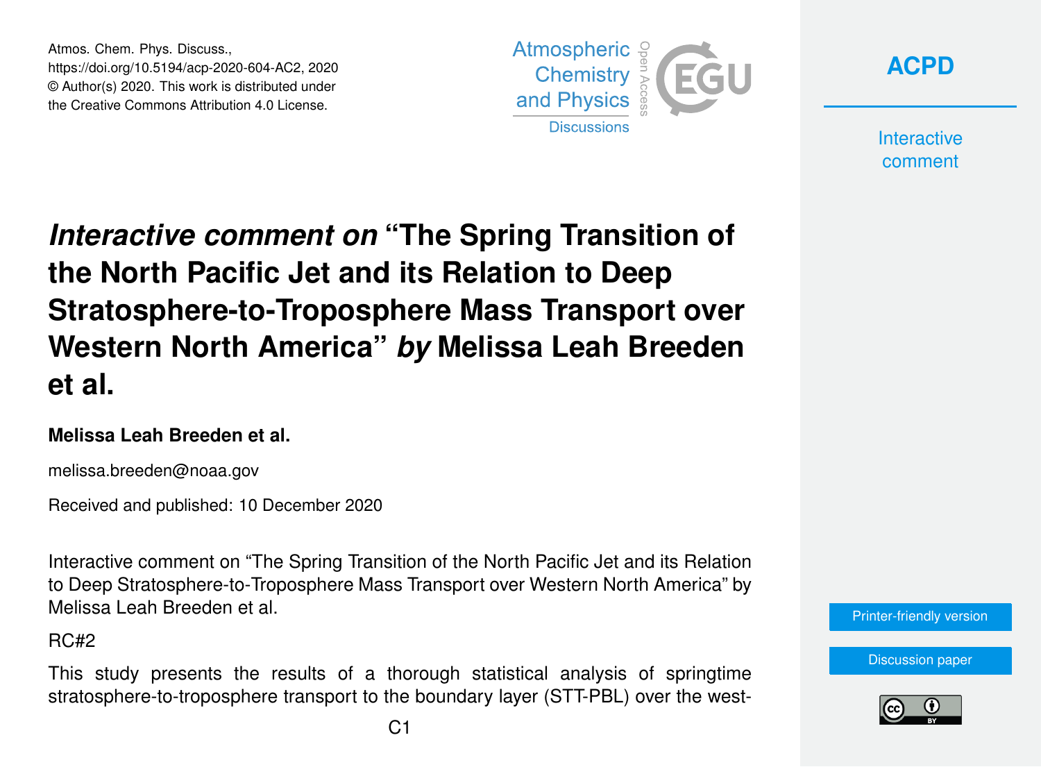# *Interactive comment on* "The Spring Transition of the North Pacific Jet and its Relation to Deep Stratosphere-to-Troposphere Mass Transport over Western North America" *by* Melissa Leah Breeden et al.

**Melissa Leah Breeden et al.**

melissa.breeden@noaa.gov

Received and published: 10 December 2020

Interactive comment on "The Spring Transition of the North Pacific Jet and its Relation to Deep Stratosphere-to-Troposphere Mass Transport over Western North America" by Melissa Leah Breeden et al.

RC#2

This study presents the results of a thorough statistical analysis of springtime stratosphere-to-troposphere transport to the boundary layer (STT-PBL) over the west-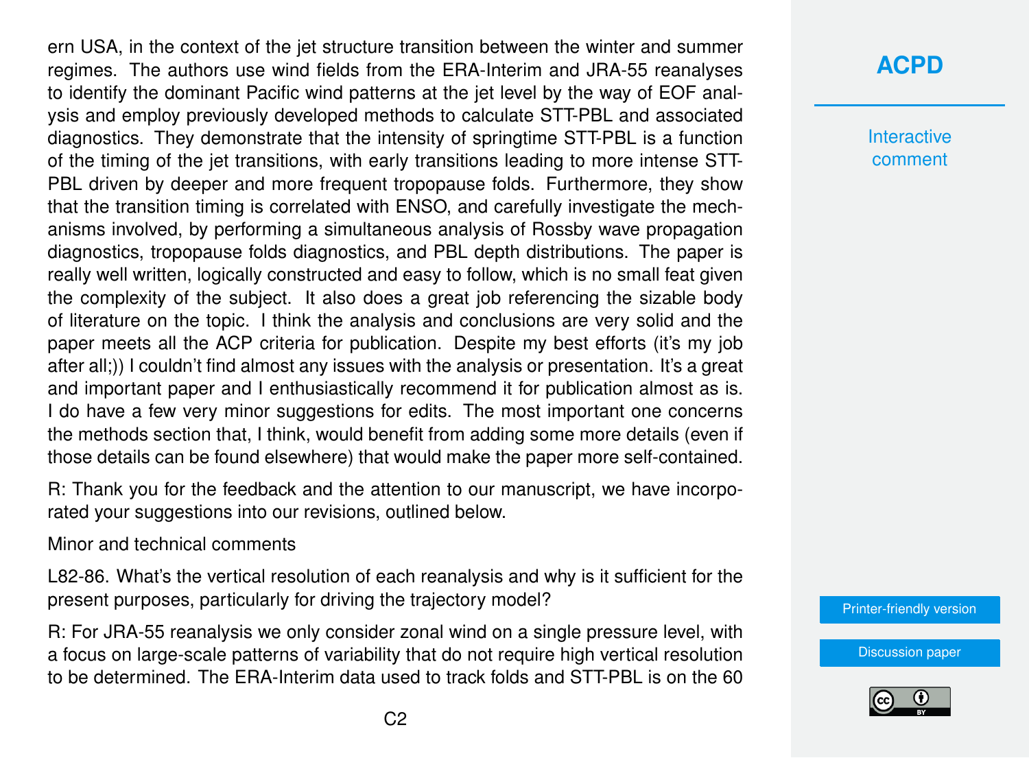ern USA, in the context of the jet structure transition between the winter and summer regimes. The authors use wind fields from the ERA-Interim and JRA-55 reanalyses to identify the dominant Pacific wind patterns at the jet level by the way of EOF analysis and employ previously developed methods to calculate STT-PBL and associated diagnostics. They demonstrate that the intensity of springtime STT-PBL is a function of the timing of the jet transitions, with early transitions leading to more intense STT-PBL driven by deeper and more frequent tropopause folds. Furthermore, they show that the transition timing is correlated with ENSO, and carefully investigate the mechanisms involved, by performing a simultaneous analysis of Rossby wave propagation diagnostics, tropopause folds diagnostics, and PBL depth distributions. The paper is really well written, logically constructed and easy to follow, which is no small feat given the complexity of the subject. It also does a great job referencing the sizable body of literature on the topic. I think the analysis and conclusions are very solid and the paper meets all the ACP criteria for publication. Despite my best efforts (it's my job after all;)) I couldn't find almost any issues with the analysis or presentation. It's a great and important paper and I enthusiastically recommend it for publication almost as is. I do have a few very minor suggestions for edits. The most important one concerns the methods section that, I think, would benefit from adding some more details (even if those details can be found elsewhere) that would make the paper more self-contained.

R: Thank you for the feedback and the attention to our manuscript, we have incorporated your suggestions into our revisions, outlined below.

Minor and technical comments

L82-86. What's the vertical resolution of each reanalysis and why is it sufficient for the present purposes, particularly for driving the trajectory model?

R: For JRA-55 reanalysis we only consider zonal wind on a single pressure level, with a focus on large-scale patterns of variability that do not require high vertical resolution to be determined. The ERA-Interim data used to track folds and STT-PBL is on the 60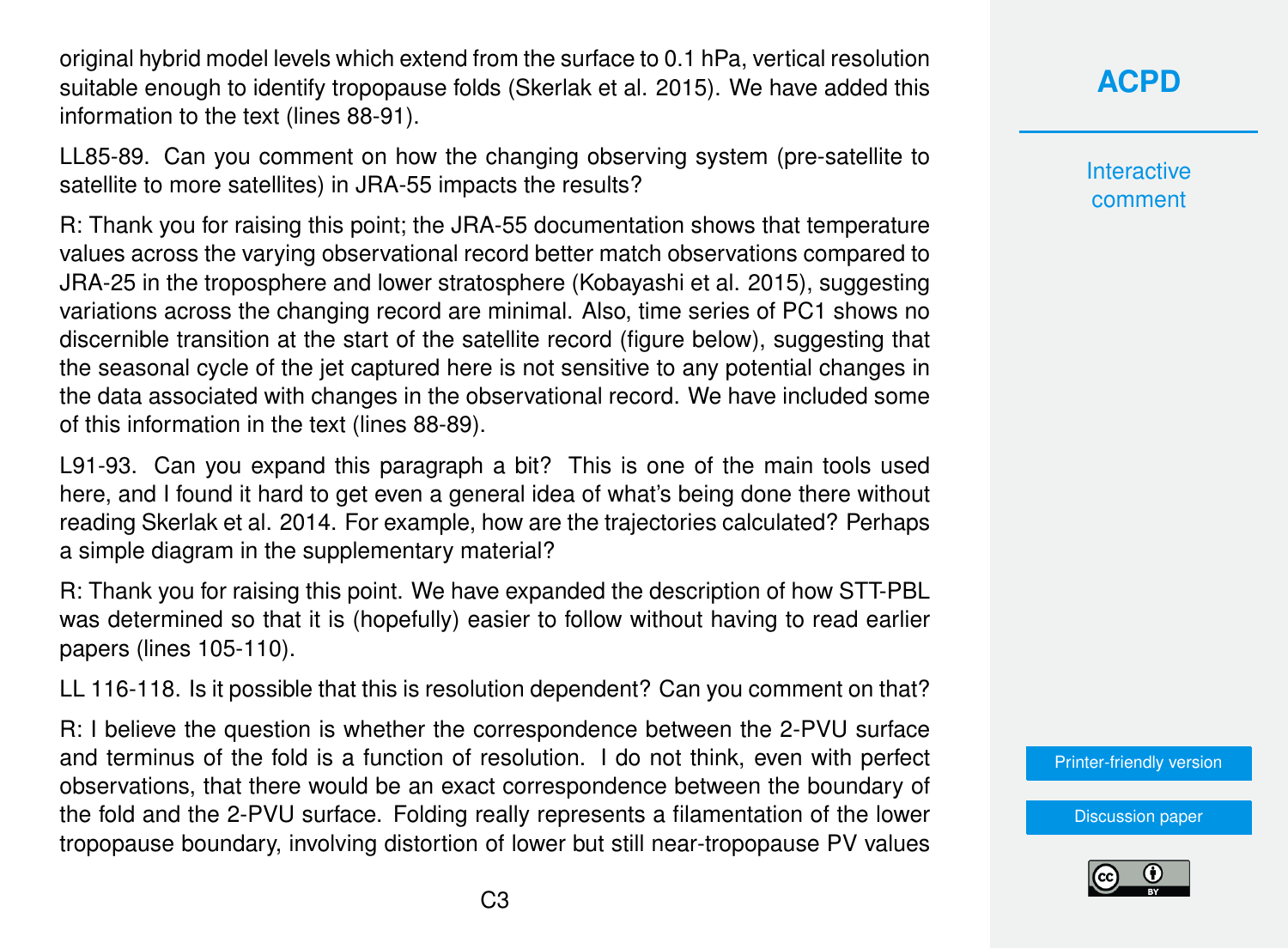original hybrid model levels which extend from the surface to 0.1 hPa, vertical resolution suitable enough to identify tropopause folds (Skerlak et al. 2015). We have added this information to the text (lines 88-91).

LL85-89. Can you comment on how the changing observing system (pre-satellite to satellite to more satellites) in JRA-55 impacts the results?

R: Thank you for raising this point; the JRA-55 documentation shows that temperature values across the varying observational record better match observations compared to JRA-25 in the troposphere and lower stratosphere (Kobayashi et al. 2015), suggesting variations across the changing record are minimal. Also, time series of PC1 shows no discernible transition at the start of the satellite record (figure below), suggesting that the seasonal cycle of the jet captured here is not sensitive to any potential changes in the data associated with changes in the observational record. We have included some of this information in the text (lines 88-89).

L91-93. Can you expand this paragraph a bit? This is one of the main tools used here, and I found it hard to get even a general idea of what's being done there without reading Skerlak et al. 2014. For example, how are the trajectories calculated? Perhaps a simple diagram in the supplementary material?

R: Thank you for raising this point. We have expanded the description of how STT-PBL was determined so that it is (hopefully) easier to follow without having to read earlier papers (lines 105-110).

LL 116-118. Is it possible that this is resolution dependent? Can you comment on that?

R: I believe the question is whether the correspondence between the 2-PVU surface and terminus of the fold is a function of resolution. I do not think, even with perfect observations, that there would be an exact correspondence between the boundary of the fold and the 2-PVU surface. Folding really represents a filamentation of the lower tropopause boundary, involving distortion of lower but still near-tropopause PV values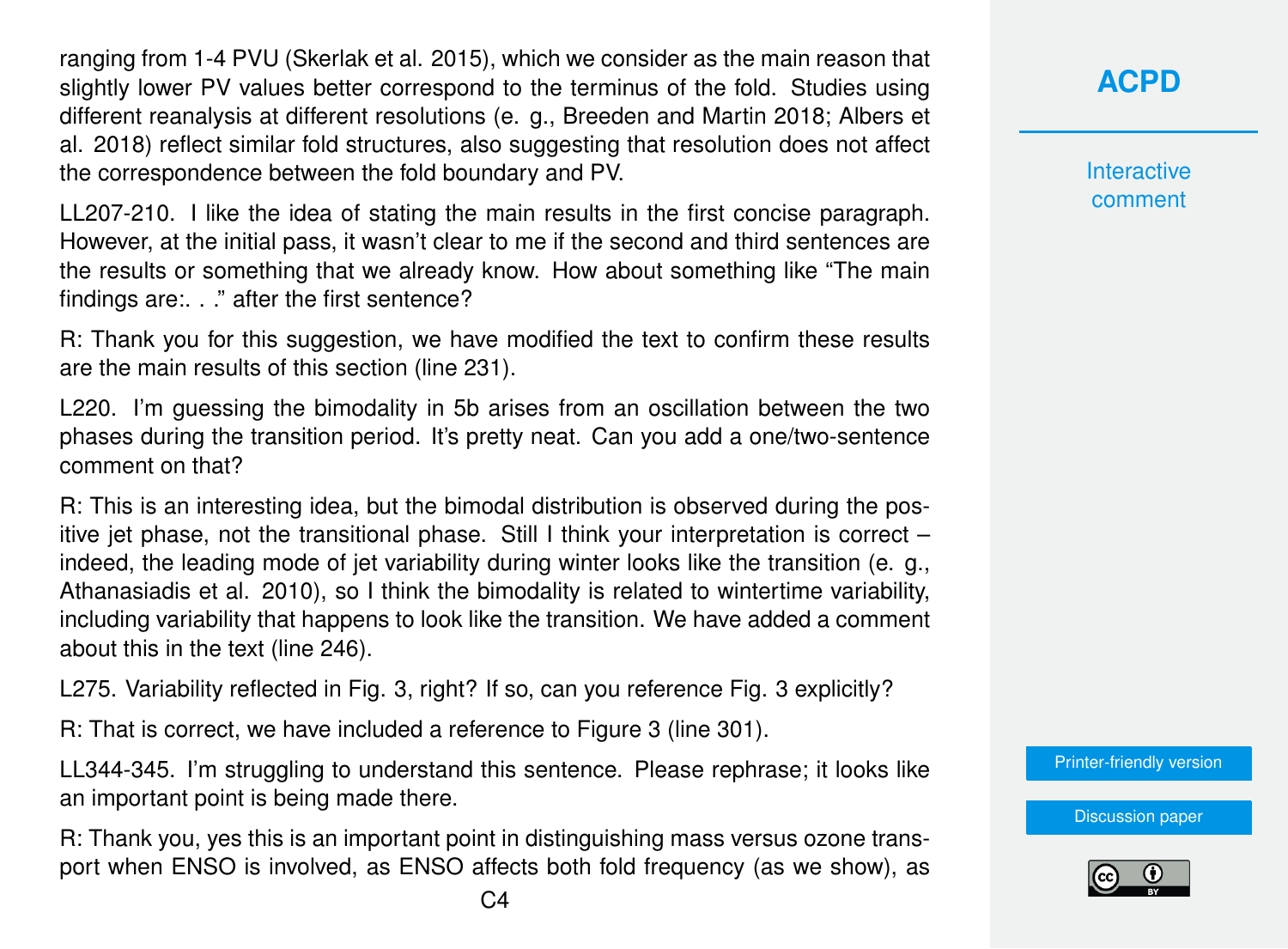ranging from 1-4 PVU (Skerlak et al. 2015), which we consider as the main reason that slightly lower PV values better correspond to the terminus of the fold. Studies using different reanalysis at different resolutions (e. g., Breeden and Martin 2018; Albers et al. 2018) reflect similar fold structures, also suggesting that resolution does not affect the correspondence between the fold boundary and PV.

LL207-210. I like the idea of stating the main results in the first concise paragraph. However, at the initial pass, it wasn't clear to me if the second and third sentences are the results or something that we already know. How about something like "The main findings are:. . ." after the first sentence?

R: Thank you for this suggestion, we have modified the text to confirm these results are the main results of this section (line 231).

L220. I'm guessing the bimodality in 5b arises from an oscillation between the two phases during the transition period. It's pretty neat. Can you add a one/two-sentence comment on that?

R: This is an interesting idea, but the bimodal distribution is observed during the positive jet phase, not the transitional phase. Still I think your interpretation is correct – indeed, the leading mode of jet variability during winter looks like the transition (e. g., Athanasiadis et al. 2010), so I think the bimodality is related to wintertime variability, including variability that happens to look like the transition. We have added a comment about this in the text (line 246).

L275. Variability reflected in Fig. 3, right? If so, can you reference Fig. 3 explicitly?

R: That is correct, we have included a reference to Figure 3 (line 301).

LL344-345. I'm struggling to understand this sentence. Please rephrase; it looks like an important point is being made there.

R: Thank you, yes this is an important point in distinguishing mass versus ozone transport when ENSO is involved, as ENSO affects both fold frequency (as we show), as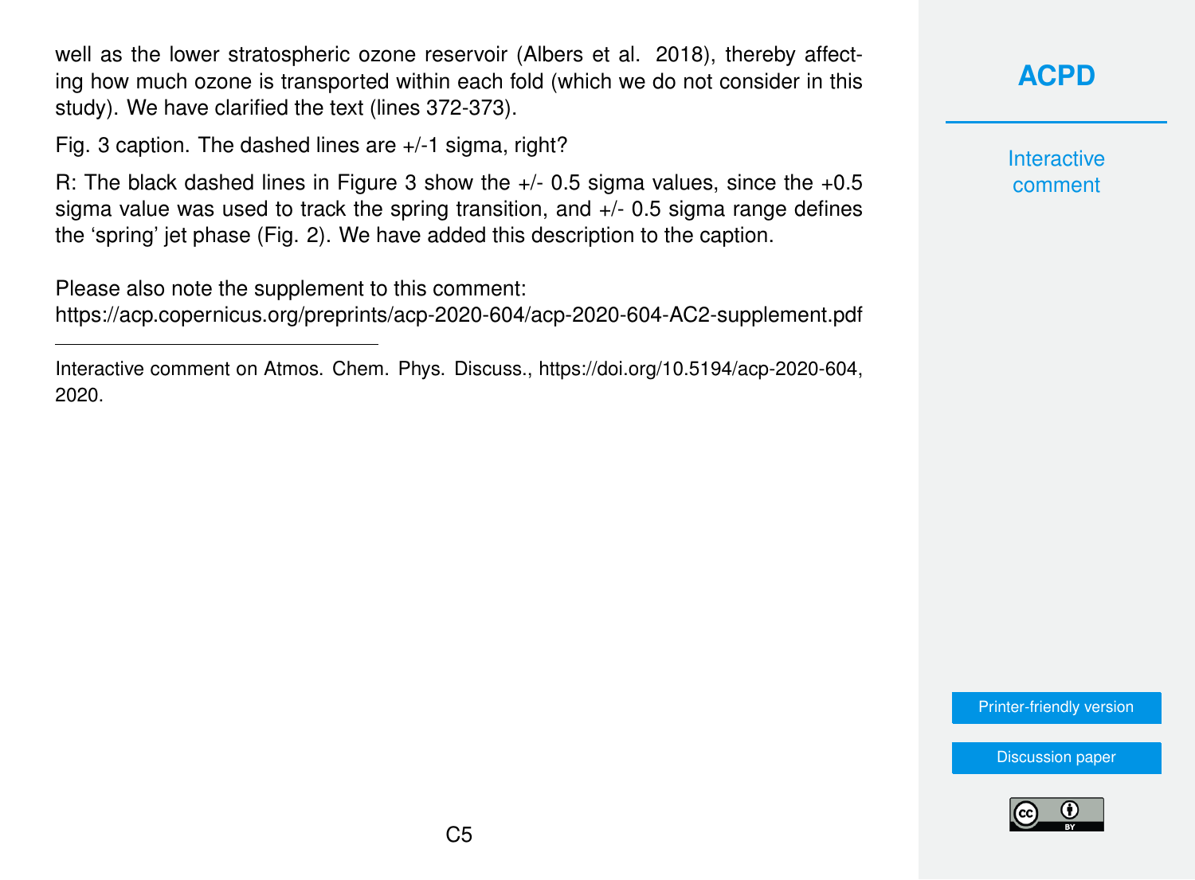well as the lower stratospheric ozone reservoir (Albers et al. 2018), thereby affecting how much ozone is transported within each fold (which we do not consider in this study). We have clarified the text (lines 372-373).

Fig. 3 caption. The dashed lines are +/-1 sigma, right?

R: The black dashed lines in Figure 3 show the +/- 0.5 sigma values, since the +0.5 sigma value was used to track the spring transition, and +/- 0.5 sigma range defines the 'spring' jet phase (Fig. 2). We have added this description to the caption.

Please also note the supplement to this comment:
https://acp.copernicus.org/preprints/acp-2020-604/acp-2020-604-AC2-supplement.pdf

---

Interactive comment on Atmos. Chem. Phys. Discuss., https://doi.org/10.5194/acp-2020-604, 2020.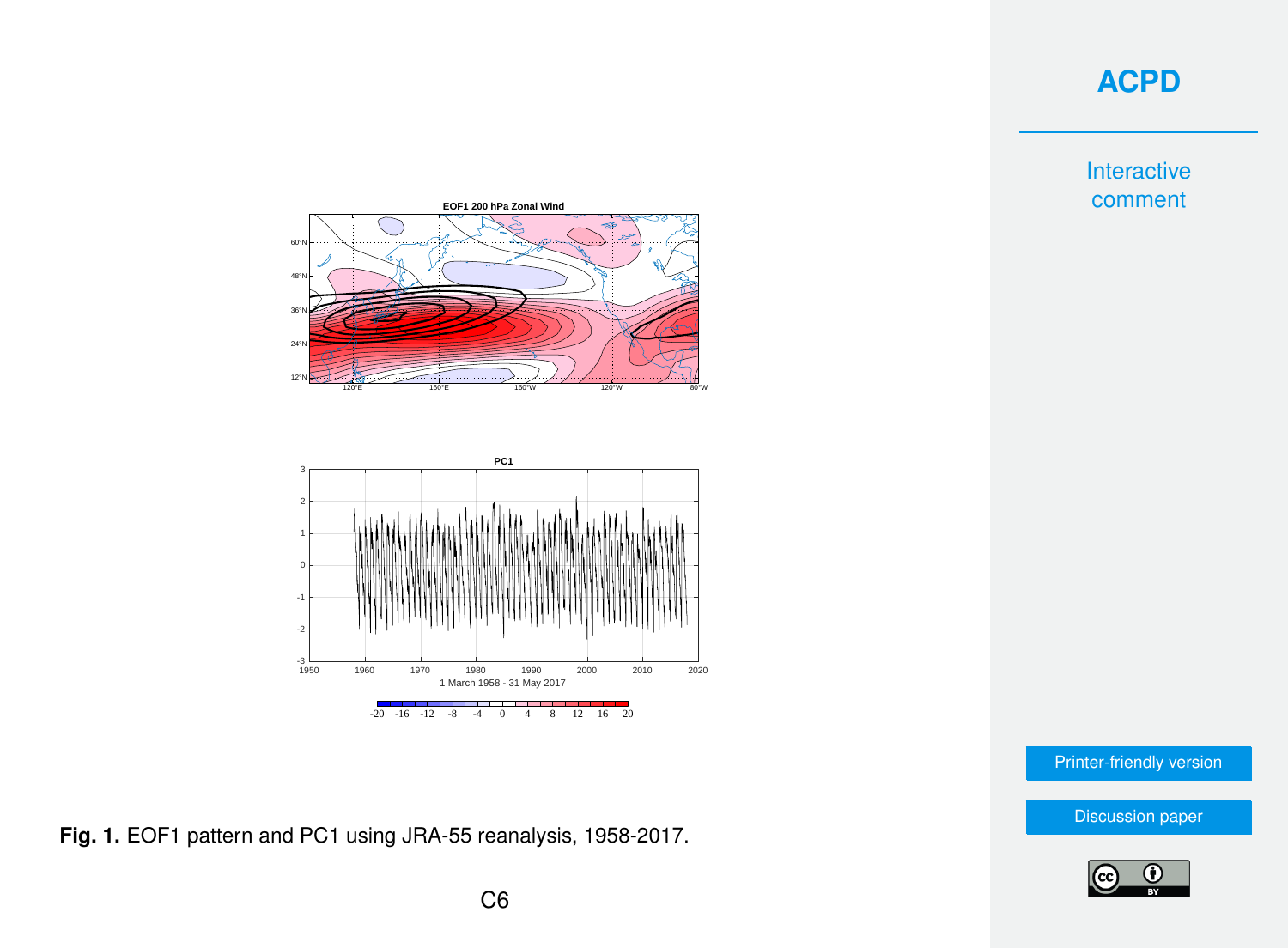EOF1 200 hPa Zonal Wind

60°N
48°N
36°N
24°N
12°N
120°E 160°E 160°W 120°W 80°W

PC1

3
2
1
0
-1
-2
-3
1950 1960 1970 1980 1990 2000 2010 2020
1 March 1958 - 31 May 2017

-20 -16 -12 -8 -4 0 4 8 12 16 20

**Fig. 1.** EOF1 pattern and PC1 using JRA-55 reanalysis, 1958-2017.